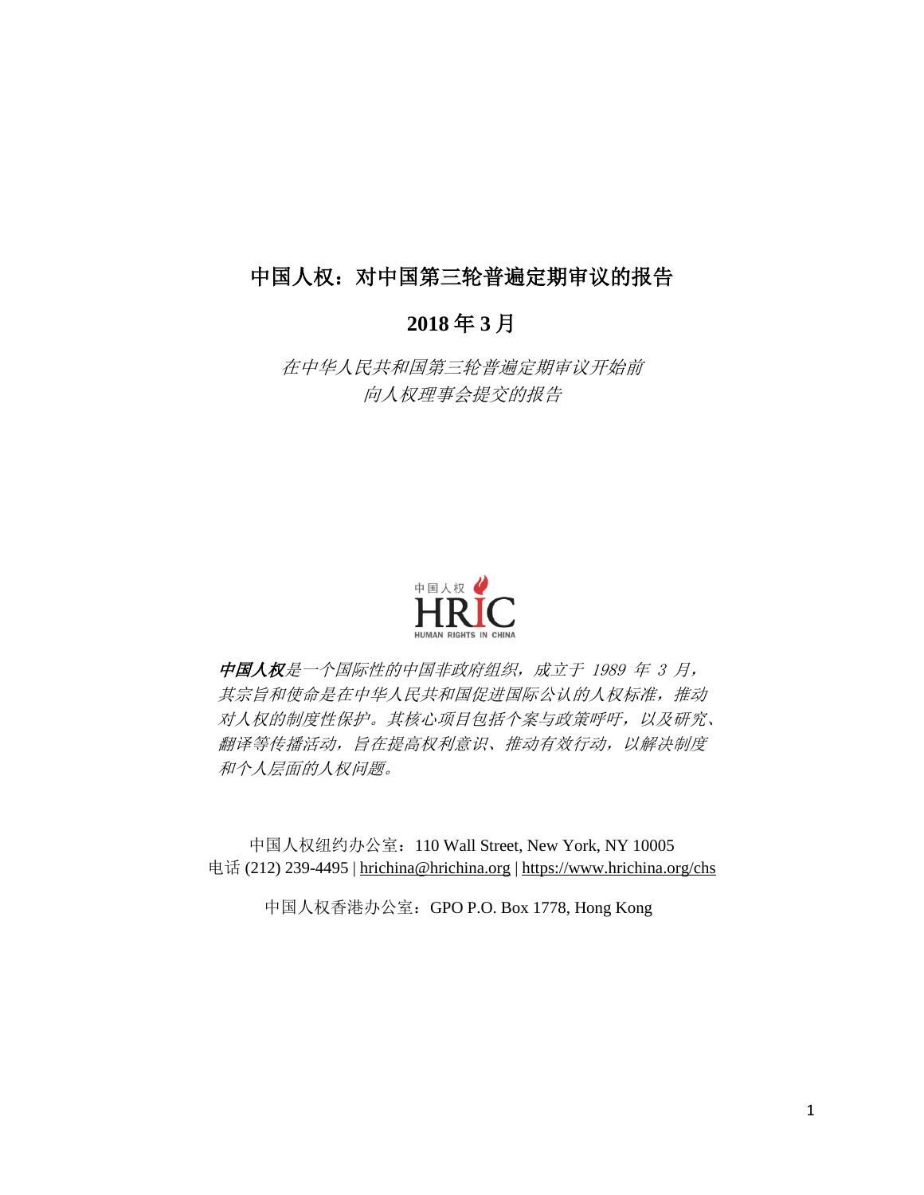# 中国人权：对中国第三轮普遍定期审议的报告

## 2018 年 3 月

*在中华人民共和国第三轮普遍定期审议开始前*
*向人权理事会提交的报告*

中国人权
HRIC
HUMAN RIGHTS IN CHINA

***中国人权****是一个国际性的中国非政府组织，成立于 1989 年 3 月，其宗旨和使命是在中华人民共和国促进国际公认的人权标准，推动对人权的制度性保护。其核心项目包括个案与政策呼吁，以及研究、翻译等传播活动，旨在提高权利意识、推动有效行动，以解决制度和个人层面的人权问题。*

中国人权纽约办公室：110 Wall Street, New York, NY 10005
电话 (212) 239-4495 | hrichina@hrichina.org | https://www.hrichina.org/chs

中国人权香港办公室：GPO P.O. Box 1778, Hong Kong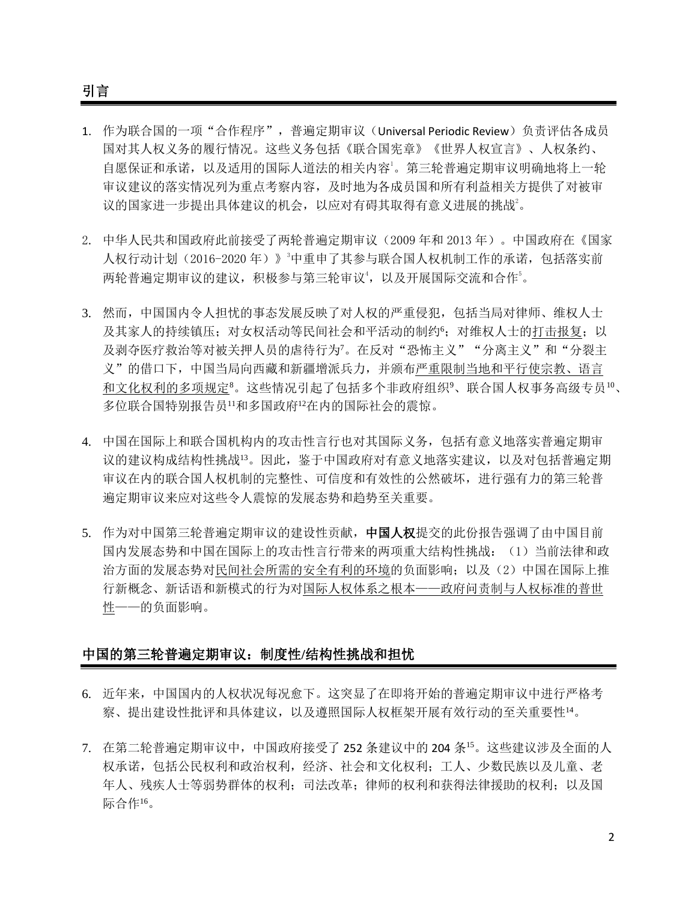## 引言

1. 作为联合国的一项“合作程序”，普遍定期审议（Universal Periodic Review）负责评估各成员国对其人权义务的履行情况。这些义务包括《联合国宪章》《世界人权宣言》、人权条约、自愿保证和承诺，以及适用的国际人道法的相关内容[1]。第三轮普遍定期审议明确地将上一轮审议建议的落实情况列为重点考察内容，及时地为各成员国和所有利益相关方提供了对被审议的国家进一步提出具体建议的机会，以应对有碍其取得有意义进展的挑战[2]。

2. 中华人民共和国政府此前接受了两轮普遍定期审议（2009 年和 2013 年）。中国政府在《国家人权行动计划（2016-2020 年）》[3]中重申了其参与联合国人权机制工作的承诺，包括落实前两轮普遍定期审议的建议，积极参与第三轮审议[4]，以及开展国际交流和合作[5]。

3. 然而，中国国内令人担忧的事态发展反映了对人权的严重侵犯，包括当局对律师、维权人士及其家人的持续镇压；对女权活动等民间社会和平活动的制约[6]；对维权人士的打击报复；以及剥夺医疗救治等对被关押人员的虐待行为[7]。在反对“恐怖主义”“分离主义”和“分裂主义”的借口下，中国当局向西藏和新疆增派兵力，并颁布严重限制当地和平行使宗教、语言和文化权利的多项规定[8]。这些情况引起了包括多个非政府组织[9]、联合国人权事务高级专员[10]、多位联合国特别报告员[11]和多国政府[12]在内的国际社会的震惊。

4. 中国在国际上和联合国机构内的攻击性言行也对其国际义务，包括有意义地落实普遍定期审议的建议构成结构性挑战[13]。因此，鉴于中国政府对有意义地落实建议，以及对包括普遍定期审议在内的联合国人权机制的完整性、可信度和有效性的公然破坏，进行强有力的第三轮普遍定期审议来应对这些令人震惊的发展态势和趋势至关重要。

5. 作为对中国第三轮普遍定期审议的建设性贡献，**中国人权**提交的此份报告强调了由中国目前国内发展态势和中国在国际上的攻击性言行带来的两项重大结构性挑战：（1）当前法律和政治方面的发展态势对民间社会所需的安全有利的环境的负面影响；以及（2）中国在国际上推行新概念、新话语和新模式的行为对国际人权体系之根本——政府问责制与人权标准的普世性——的负面影响。

## 中国的第三轮普遍定期审议：制度性/结构性挑战和担忧

6. 近年来，中国国内的人权状况每况愈下。这突显了在即将开始的普遍定期审议中进行严格考察、提出建设性批评和具体建议，以及遵照国际人权框架开展有效行动的至关重要性[14]。

7. 在第二轮普遍定期审议中，中国政府接受了 252 条建议中的 204 条[15]。这些建议涉及全面的人权承诺，包括公民权利和政治权利，经济、社会和文化权利；工人、少数民族以及儿童、老年人、残疾人士等弱势群体的权利；司法改革；律师的权利和获得法律援助的权利；以及国际合作[16]。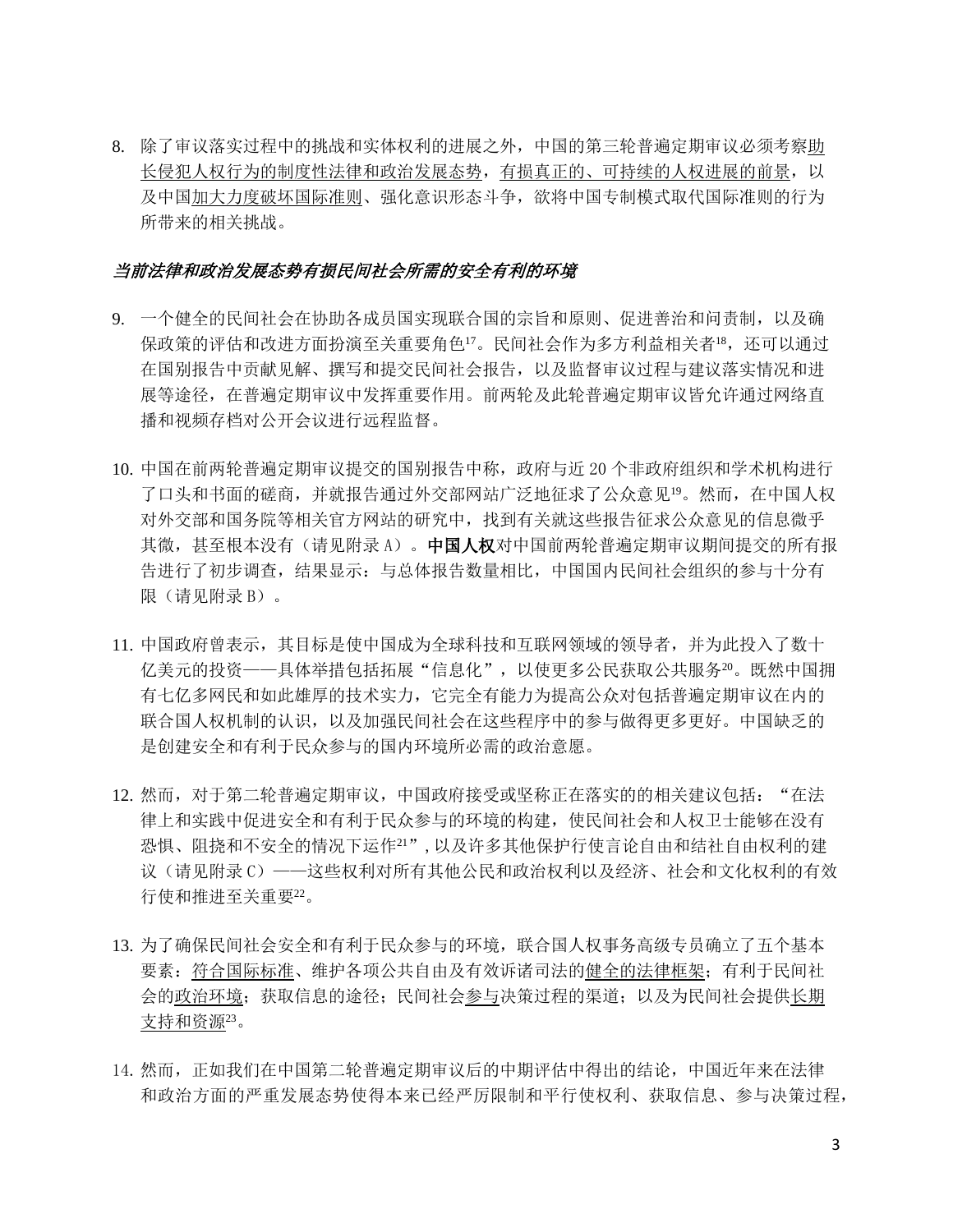8. 除了审议落实过程中的挑战和实体权利的进展之外，中国的第三轮普遍定期审议必须考察助长侵犯人权行为的制度性法律和政治发展态势，有损真正的、可持续的人权进展的前景，以及中国加大力度破坏国际准则、强化意识形态斗争，欲将中国专制模式取代国际准则的行为所带来的相关挑战。

***当前法律和政治发展态势有损民间社会所需的安全有利的环境***

9. 一个健全的民间社会在协助各成员国实现联合国的宗旨和原则、促进善治和问责制，以及确保政策的评估和改进方面扮演至关重要角色[17]。民间社会作为多方利益相关者[18]，还可以通过在国别报告中贡献见解、撰写和提交民间社会报告，以及监督审议过程与建议落实情况和进展等途径，在普遍定期审议中发挥重要作用。前两轮及此轮普遍定期审议皆允许通过网络直播和视频存档对公开会议进行远程监督。

10. 中国在前两轮普遍定期审议提交的国别报告中称，政府与近 20 个非政府组织和学术机构进行了口头和书面的磋商，并就报告通过外交部网站广泛地征求了公众意见[19]。然而，在中国人权对外交部和国务院等相关官方网站的研究中，找到有关就这些报告征求公众意见的信息微乎其微，甚至根本没有（请见附录 A）。**中国人权**对中国前两轮普遍定期审议期间提交的所有报告进行了初步调查，结果显示：与总体报告数量相比，中国国内民间社会组织的参与十分有限（请见附录 B）。

11. 中国政府曾表示，其目标是使中国成为全球科技和互联网领域的领导者，并为此投入了数十亿美元的投资——具体举措包括拓展"信息化"，以使更多公民获取公共服务[20]。既然中国拥有七亿多网民和如此雄厚的技术实力，它完全有能力为提高公众对包括普遍定期审议在内的联合国人权机制的认识，以及加强民间社会在这些程序中的参与做得更多更好。中国缺乏的是创建安全和有利于民众参与的国内环境所必需的政治意愿。

12. 然而，对于第二轮普遍定期审议，中国政府接受或坚称正在落实的的相关建议包括："在法律上和实践中促进安全和有利于民众参与的环境的构建，使民间社会和人权卫士能够在没有恐惧、阻挠和不安全的情况下运作[21]"，以及许多其他保护行使言论自由和结社自由权利的建议（请见附录 C）——这些权利对所有其他公民和政治权利以及经济、社会和文化权利的有效行使和推进至关重要[22]。

13. 为了确保民间社会安全和有利于民众参与的环境，联合国人权事务高级专员确立了五个基本要素：符合国际标准、维护各项公共自由及有效诉诸司法的健全的法律框架；有利于民间社会的政治环境；获取信息的途径；民间社会参与决策过程的渠道；以及为民间社会提供长期支持和资源[23]。

14. 然而，正如我们在中国第二轮普遍定期审议后的中期评估中得出的结论，中国近年来在法律和政治方面的严重发展态势使得本来已经严厉限制和平行使权利、获取信息、参与决策过程，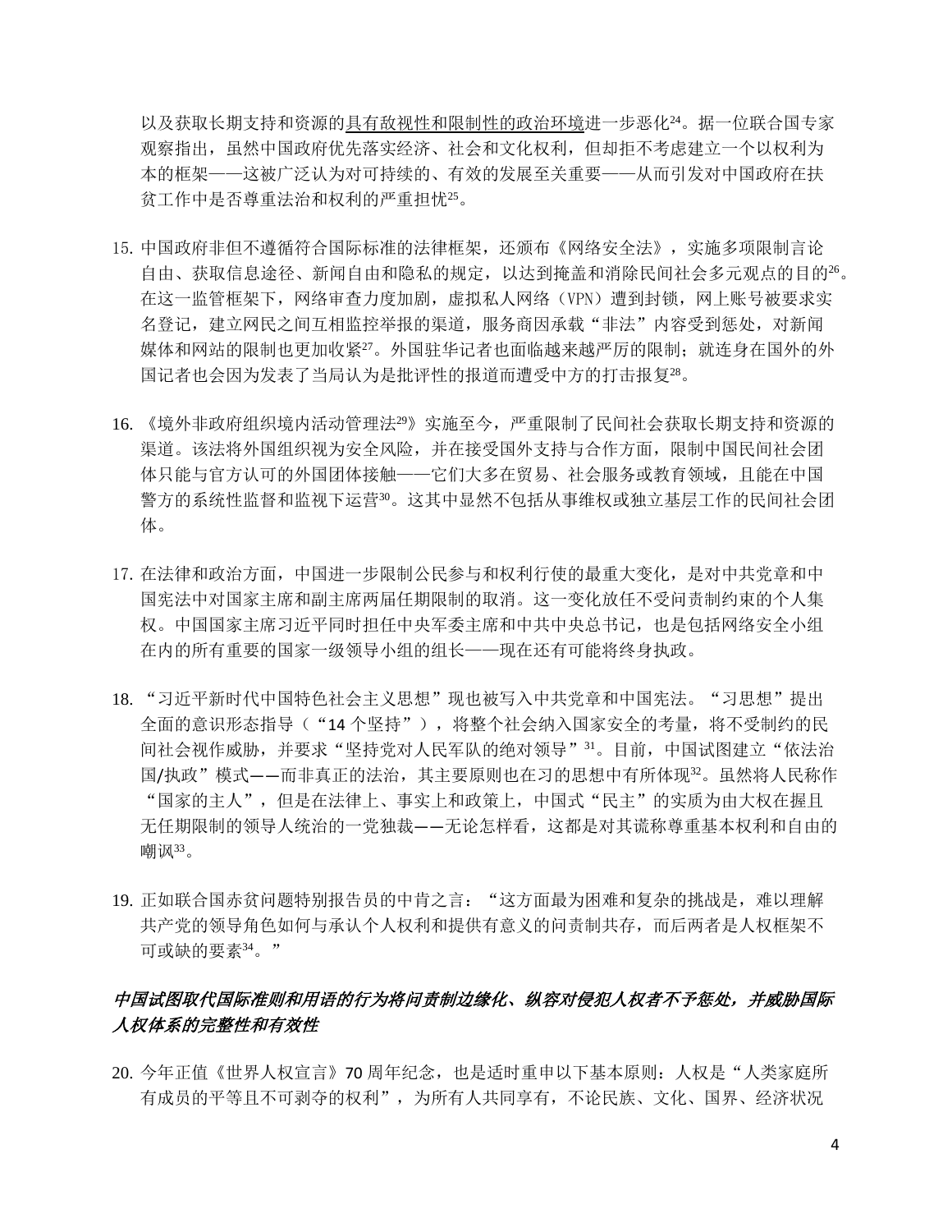以及获取长期支持和资源的具有敌视性和限制性的政治环境进一步恶化[24]。据一位联合国专家观察指出，虽然中国政府优先落实经济、社会和文化权利，但却拒不考虑建立一个以权利为本的框架——这被广泛认为对可持续的、有效的发展至关重要——从而引发对中国政府在扶贫工作中是否尊重法治和权利的严重担忧[25]。

15. 中国政府非但不遵循符合国际标准的法律框架，还颁布《网络安全法》，实施多项限制言论自由、获取信息途径、新闻自由和隐私的规定，以达到掩盖和消除民间社会多元观点的目的[26]。在这一监管框架下，网络审查力度加剧，虚拟私人网络（VPN）遭到封锁，网上账号被要求实名登记，建立网民之间互相监控举报的渠道，服务商因承载"非法"内容受到惩处，对新闻媒体和网站的限制也更加收紧[27]。外国驻华记者也面临越来越严厉的限制；就连身在国外的外国记者也会因为发表了当局认为是批评性的报道而遭受中方的打击报复[28]。

16. 《境外非政府组织境内活动管理法[29]》实施至今，严重限制了民间社会获取长期支持和资源的渠道。该法将外国组织视为安全风险，并在接受国外支持与合作方面，限制中国民间社会团体只能与官方认可的外国团体接触——它们大多在贸易、社会服务或教育领域，且能在中国警方的系统性监督和监视下运营[30]。这其中显然不包括从事维权或独立基层工作的民间社会团体。

17. 在法律和政治方面，中国进一步限制公民参与和权利行使的最重大变化，是对中共党章和中国宪法中对国家主席和副主席两届任期限制的取消。这一变化放任不受问责制约束的个人集权。中国国家主席习近平同时担任中央军委主席和中共中央总书记，也是包括网络安全小组在内的所有重要的国家一级领导小组的组长——现在还有可能将终身执政。

18. "习近平新时代中国特色社会主义思想"现也被写入中共党章和中国宪法。"习思想"提出全面的意识形态指导（"14 个坚持"），将整个社会纳入国家安全的考量，将不受制约的民间社会视作威胁，并要求"坚持党对人民军队的绝对领导"[31]。目前，中国试图建立"依法治国/执政"模式——而非真正的法治，其主要原则也在习的思想中有所体现[32]。虽然将人民称作"国家的主人"，但是在法律上、事实上和政策上，中国式"民主"的实质为由大权在握且无任期限制的领导人统治的一党独裁——无论怎样看，这都是对其谎称尊重基本权利和自由的嘲讽[33]。

19. 正如联合国赤贫问题特别报告员的中肯之言："这方面最为困难和复杂的挑战是，难以理解共产党的领导角色如何与承认个人权利和提供有意义的问责制共存，而后两者是人权框架不可或缺的要素[34]。"

***中国试图取代国际准则和用语的行为将问责制边缘化、纵容对侵犯人权者不予惩处，并威胁国际人权体系的完整性和有效性***

20. 今年正值《世界人权宣言》70 周年纪念，也是适时重申以下基本原则：人权是"人类家庭所有成员的平等且不可剥夺的权利"，为所有人共同享有，不论民族、文化、国界、经济状况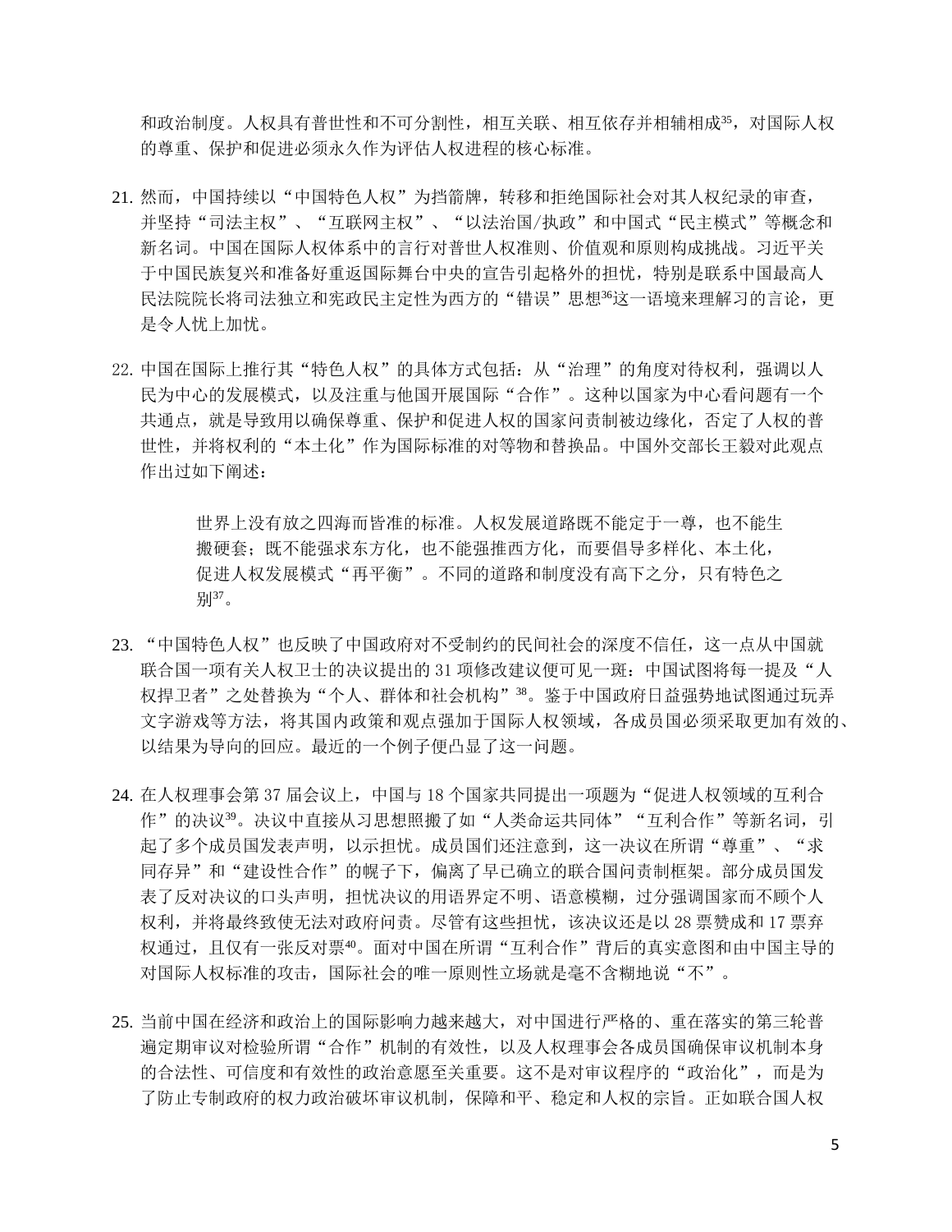和政治制度。人权具有普世性和不可分割性，相互关联、相互依存并相辅相成[35]，对国际人权的尊重、保护和促进必须永久作为评估人权进程的核心标准。

21. 然而，中国持续以“中国特色人权”为挡箭牌，转移和拒绝国际社会对其人权纪录的审查，并坚持“司法主权”、“互联网主权”、“以法治国/执政”和中国式“民主模式”等概念和新名词。中国在国际人权体系中的言行对普世人权准则、价值观和原则构成挑战。习近平关于中国民族复兴和准备好重返国际舞台中央的宣告引起格外的担忧，特别是联系中国最高人民法院院长将司法独立和宪政民主定性为西方的“错误”思想[36]这一语境来理解习的言论，更是令人忧上加忧。

22. 中国在国际上推行其“特色人权”的具体方式包括：从“治理”的角度对待权利，强调以人民为中心的发展模式，以及注重与他国开展国际“合作”。这种以国家为中心看问题有一个共通点，就是导致用以确保尊重、保护和促进人权的国家问责制被边缘化，否定了人权的普世性，并将权利的“本土化”作为国际标准的对等物和替换品。中国外交部长王毅对此观点作出过如下阐述：

> 世界上没有放之四海而皆准的标准。人权发展道路既不能定于一尊，也不能生搬硬套；既不能强求东方化，也不能强推西方化，而要倡导多样化、本土化，促进人权发展模式“再平衡”。不同的道路和制度没有高下之分，只有特色之别[37]。

23. “中国特色人权”也反映了中国政府对不受制约的民间社会的深度不信任，这一点从中国就联合国一项有关人权卫士的决议提出的 31 项修改建议便可见一斑：中国试图将每一提及“人权捍卫者”之处替换为“个人、群体和社会机构”[38]。鉴于中国政府日益强势地试图通过玩弄文字游戏等方法，将其国内政策和观点强加于国际人权领域，各成员国必须采取更加有效的、以结果为导向的回应。最近的一个例子便凸显了这一问题。

24. 在人权理事会第 37 届会议上，中国与 18 个国家共同提出一项题为“促进人权领域的互利合作”的决议[39]。决议中直接从习思想照搬了如“人类命运共同体”“互利合作”等新名词，引起了多个成员国发表声明，以示担忧。成员国们还注意到，这一决议在所谓“尊重”、“求同存异”和“建设性合作”的幌子下，偏离了早已确立的联合国问责制框架。部分成员国发表了反对决议的口头声明，担忧决议的用语界定不明、语意模糊，过分强调国家而不顾个人权利，并将最终致使无法对政府问责。尽管有这些担忧，该决议还是以 28 票赞成和 17 票弃权通过，且仅有一张反对票[40]。面对中国在所谓“互利合作”背后的真实意图和由中国主导的对国际人权标准的攻击，国际社会的唯一原则性立场就是毫不含糊地说“不”。

25. 当前中国在经济和政治上的国际影响力越来越大，对中国进行严格的、重在落实的第三轮普遍定期审议对检验所谓“合作”机制的有效性，以及人权理事会各成员国确保审议机制本身的合法性、可信度和有效性的政治意愿至关重要。这不是对审议程序的“政治化”，而是为了防止专制政府的权力政治破坏审议机制，保障和平、稳定和人权的宗旨。正如联合国人权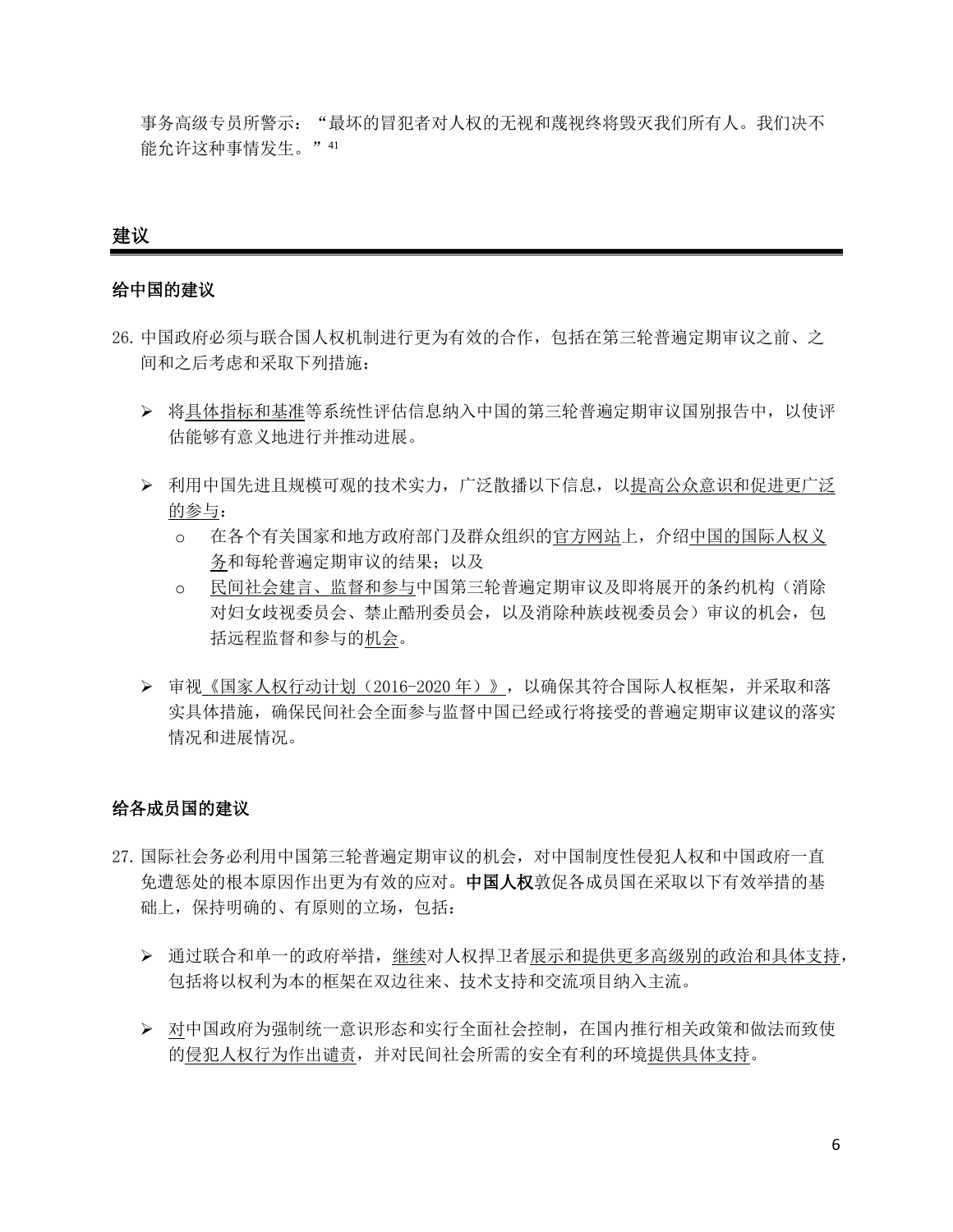事务高级专员所警示："最坏的冒犯者对人权的无视和蔑视终将毁灭我们所有人。我们决不能允许这种事情发生。"[41]

## 建议

### 给中国的建议

26. 中国政府必须与联合国人权机制进行更为有效的合作，包括在第三轮普遍定期审议之前、之间和之后考虑和采取下列措施：

   - 将具体指标和基准等系统性评估信息纳入中国的第三轮普遍定期审议国别报告中，以使评估能够有意义地进行并推动进展。

   - 利用中国先进且规模可观的技术实力，广泛散播以下信息，以提高公众意识和促进更广泛的参与：
     - 在各个有关国家和地方政府部门及群众组织的官方网站上，介绍中国的国际人权义务和每轮普遍定期审议的结果；以及
     - 民间社会建言、监督和参与中国第三轮普遍定期审议及即将展开的条约机构（消除对妇女歧视委员会、禁止酷刑委员会，以及消除种族歧视委员会）审议的机会，包括远程监督和参与的机会。

   - 审视《国家人权行动计划（2016-2020 年）》，以确保其符合国际人权框架，并采取和落实具体措施，确保民间社会全面参与监督中国已经或行将接受的普遍定期审议建议的落实情况和进展情况。

### 给各成员国的建议

27. 国际社会务必利用中国第三轮普遍定期审议的机会，对中国制度性侵犯人权和中国政府一直免遭惩处的根本原因作出更为有效的应对。**中国人权**敦促各成员国在采取以下有效举措的基础上，保持明确的、有原则的立场，包括：

   - 通过联合和单一的政府举措，继续对人权捍卫者展示和提供更多高级别的政治和具体支持，包括将以权利为本的框架在双边往来、技术支持和交流项目纳入主流。

   - 对中国政府为强制统一意识形态和实行全面社会控制，在国内推行相关政策和做法而致使的侵犯人权行为作出谴责，并对民间社会所需的安全有利的环境提供具体支持。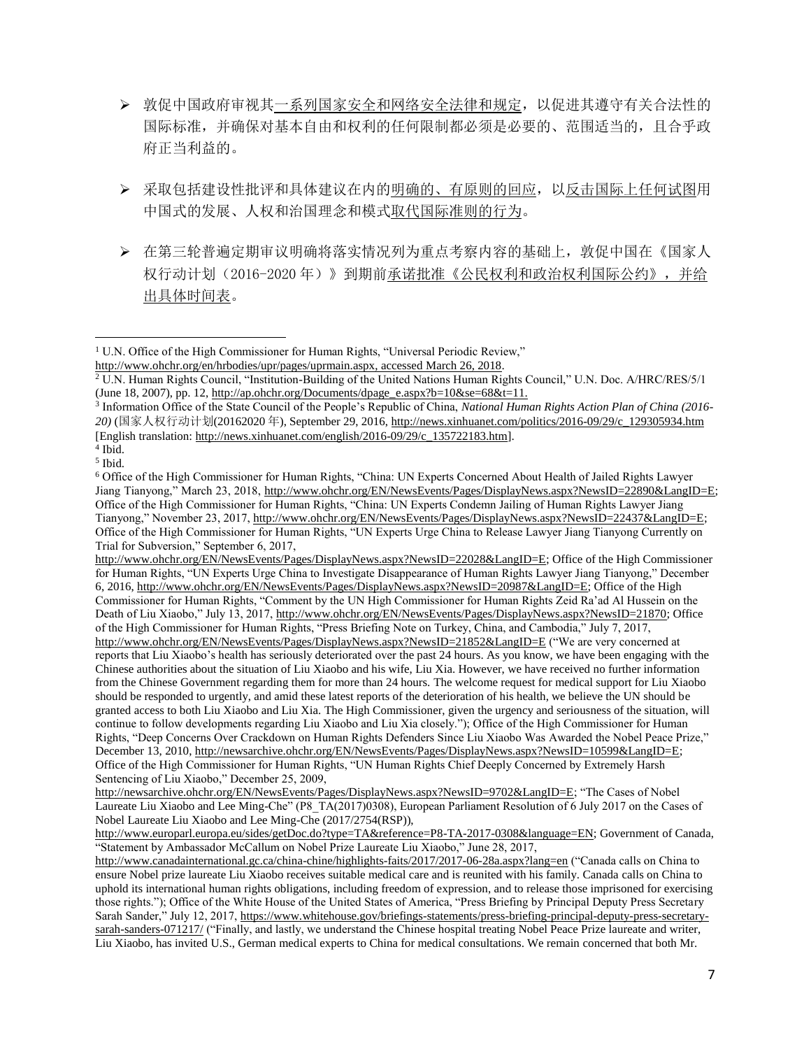- 敦促中国政府审视其一系列国家安全和网络安全法律和规定，以促进其遵守有关合法性的国际标准，并确保对基本自由和权利的任何限制都必须是必要的、范围适当的，且合乎政府正当利益的。

- 采取包括建设性批评和具体建议在内的明确的、有原则的回应，以反击国际上任何试图用中国式的发展、人权和治国理念和模式取代国际准则的行为。

- 在第三轮普遍定期审议明确将落实情况列为重点考察内容的基础上，敦促中国在《国家人权行动计划（2016-2020 年）》到期前承诺批准《公民权利和政治权利国际公约》，并给出具体时间表。

---

[1] U.N. Office of the High Commissioner for Human Rights, "Universal Periodic Review," http://www.ohchr.org/en/hrbodies/upr/pages/uprmain.aspx, accessed March 26, 2018.

[2] U.N. Human Rights Council, "Institution-Building of the United Nations Human Rights Council," U.N. Doc. A/HRC/RES/5/1 (June 18, 2007), pp. 12, http://ap.ohchr.org/Documents/dpage_e.aspx?b=10&se=68&t=11.

[3] Information Office of the State Council of the People's Republic of China, *National Human Rights Action Plan of China (2016-20)* (国家人权行动计划(20162020 年), September 29, 2016, http://news.xinhuanet.com/politics/2016-09/29/c_129305934.htm [English translation: http://news.xinhuanet.com/english/2016-09/29/c_135722183.htm].

[4] Ibid.

[5] Ibid.

[6] Office of the High Commissioner for Human Rights, "China: UN Experts Concerned About Health of Jailed Rights Lawyer Jiang Tianyong," March 23, 2018, http://www.ohchr.org/EN/NewsEvents/Pages/DisplayNews.aspx?NewsID=22890&LangID=E; Office of the High Commissioner for Human Rights, "China: UN Experts Condemn Jailing of Human Rights Lawyer Jiang Tianyong," November 23, 2017, http://www.ohchr.org/EN/NewsEvents/Pages/DisplayNews.aspx?NewsID=22437&LangID=E; Office of the High Commissioner for Human Rights, "UN Experts Urge China to Release Lawyer Jiang Tianyong Currently on Trial for Subversion," September 6, 2017, http://www.ohchr.org/EN/NewsEvents/Pages/DisplayNews.aspx?NewsID=22028&LangID=E; Office of the High Commissioner for Human Rights, "UN Experts Urge China to Investigate Disappearance of Human Rights Lawyer Jiang Tianyong," December 6, 2016, http://www.ohchr.org/EN/NewsEvents/Pages/DisplayNews.aspx?NewsID=20987&LangID=E; Office of the High Commissioner for Human Rights, "Comment by the UN High Commissioner for Human Rights Zeid Ra'ad Al Hussein on the Death of Liu Xiaobo," July 13, 2017, http://www.ohchr.org/EN/NewsEvents/Pages/DisplayNews.aspx?NewsID=21870; Office of the High Commissioner for Human Rights, "Press Briefing Note on Turkey, China, and Cambodia," July 7, 2017, http://www.ohchr.org/EN/NewsEvents/Pages/DisplayNews.aspx?NewsID=21852&LangID=E ("We are very concerned at reports that Liu Xiaobo's health has seriously deteriorated over the past 24 hours. As you know, we have been engaging with the Chinese authorities about the situation of Liu Xiaobo and his wife, Liu Xia. However, we have received no further information from the Chinese Government regarding them for more than 24 hours. The welcome request for medical support for Liu Xiaobo should be responded to urgently, and amid these latest reports of the deterioration of his health, we believe the UN should be granted access to both Liu Xiaobo and Liu Xia. The High Commissioner, given the urgency and seriousness of the situation, will continue to follow developments regarding Liu Xiaobo and Liu Xia closely."); Office of the High Commissioner for Human Rights, "Deep Concerns Over Crackdown on Human Rights Defenders Since Liu Xiaobo Was Awarded the Nobel Peace Prize," December 13, 2010, http://newsarchive.ohchr.org/EN/NewsEvents/Pages/DisplayNews.aspx?NewsID=10599&LangID=E; Office of the High Commissioner for Human Rights, "UN Human Rights Chief Deeply Concerned by Extremely Harsh Sentencing of Liu Xiaobo," December 25, 2009, http://newsarchive.ohchr.org/EN/NewsEvents/Pages/DisplayNews.aspx?NewsID=9702&LangID=E; "The Cases of Nobel Laureate Liu Xiaobo and Lee Ming-Che" (P8_TA(2017)0308), European Parliament Resolution of 6 July 2017 on the Cases of Nobel Laureate Liu Xiaobo and Lee Ming-Che (2017/2754(RSP)), http://www.europarl.europa.eu/sides/getDoc.do?type=TA&reference=P8-TA-2017-0308&language=EN; Government of Canada, "Statement by Ambassador McCallum on Nobel Prize Laureate Liu Xiaobo," June 28, 2017, http://www.canadainternational.gc.ca/china-chine/highlights-faits/2017/2017-06-28a.aspx?lang=en ("Canada calls on China to ensure Nobel prize laureate Liu Xiaobo receives suitable medical care and is reunited with his family. Canada calls on China to uphold its international human rights obligations, including freedom of expression, and to release those imprisoned for exercising those rights."); Office of the White House of the United States of America, "Press Briefing by Principal Deputy Press Secretary Sarah Sander," July 12, 2017, https://www.whitehouse.gov/briefings-statements/press-briefing-principal-deputy-press-secretary-sarah-sanders-071217/ ("Finally, and lastly, we understand the Chinese hospital treating Nobel Peace Prize laureate and writer, Liu Xiaobo, has invited U.S., German medical experts to China for medical consultations. We remain concerned that both Mr.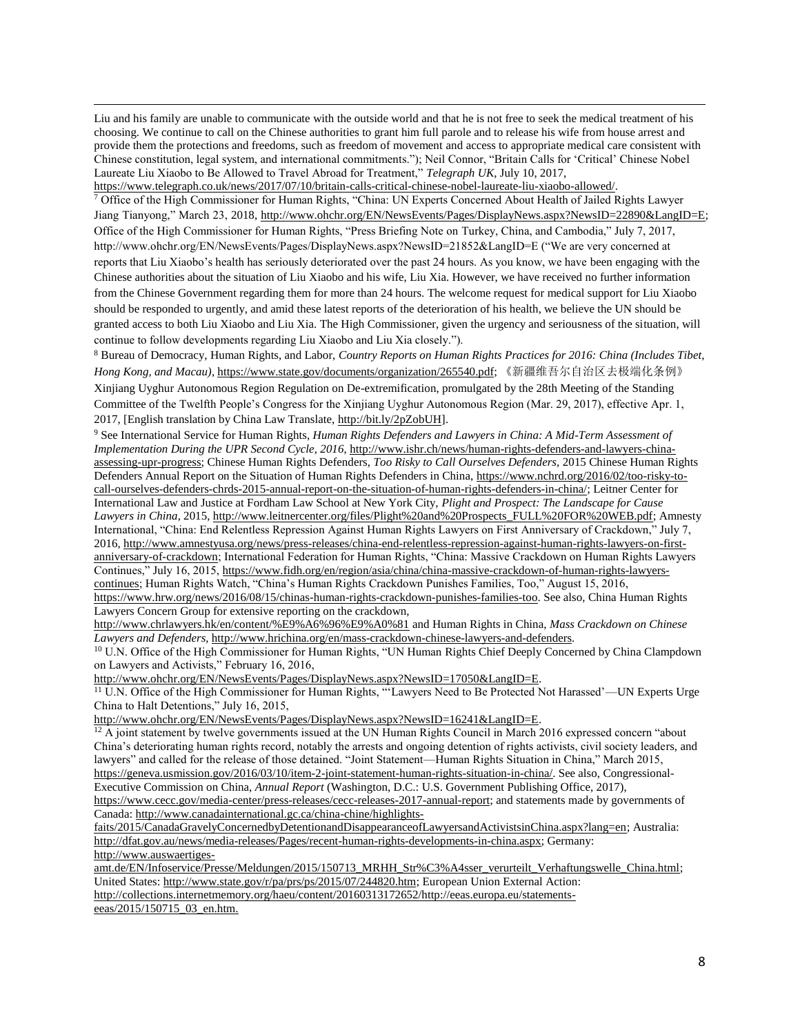Liu and his family are unable to communicate with the outside world and that he is not free to seek the medical treatment of his choosing. We continue to call on the Chinese authorities to grant him full parole and to release his wife from house arrest and provide them the protections and freedoms, such as freedom of movement and access to appropriate medical care consistent with Chinese constitution, legal system, and international commitments."); Neil Connor, "Britain Calls for 'Critical' Chinese Nobel Laureate Liu Xiaobo to Be Allowed to Travel Abroad for Treatment," *Telegraph UK*, July 10, 2017, https://www.telegraph.co.uk/news/2017/07/10/britain-calls-critical-chinese-nobel-laureate-liu-xiaobo-allowed/.

[7] Office of the High Commissioner for Human Rights, "China: UN Experts Concerned About Health of Jailed Rights Lawyer Jiang Tianyong," March 23, 2018, http://www.ohchr.org/EN/NewsEvents/Pages/DisplayNews.aspx?NewsID=22890&LangID=E; Office of the High Commissioner for Human Rights, "Press Briefing Note on Turkey, China, and Cambodia," July 7, 2017, http://www.ohchr.org/EN/NewsEvents/Pages/DisplayNews.aspx?NewsID=21852&LangID=E ("We are very concerned at reports that Liu Xiaobo's health has seriously deteriorated over the past 24 hours. As you know, we have been engaging with the Chinese authorities about the situation of Liu Xiaobo and his wife, Liu Xia. However, we have received no further information from the Chinese Government regarding them for more than 24 hours. The welcome request for medical support for Liu Xiaobo should be responded to urgently, and amid these latest reports of the deterioration of his health, we believe the UN should be granted access to both Liu Xiaobo and Liu Xia. The High Commissioner, given the urgency and seriousness of the situation, will continue to follow developments regarding Liu Xiaobo and Liu Xia closely.").

[8] Bureau of Democracy, Human Rights, and Labor, *Country Reports on Human Rights Practices for 2016: China (Includes Tibet, Hong Kong, and Macau)*, https://www.state.gov/documents/organization/265540.pdf; 《新疆维吾尔自治区去极端化条例》 Xinjiang Uyghur Autonomous Region Regulation on De-extremification, promulgated by the 28th Meeting of the Standing Committee of the Twelfth People's Congress for the Xinjiang Uyghur Autonomous Region (Mar. 29, 2017), effective Apr. 1, 2017, [English translation by China Law Translate, http://bit.ly/2pZobUH].

[9] See International Service for Human Rights, *Human Rights Defenders and Lawyers in China: A Mid-Term Assessment of Implementation During the UPR Second Cycle, 2016*, http://www.ishr.ch/news/human-rights-defenders-and-lawyers-china-assessing-upr-progress; Chinese Human Rights Defenders, *Too Risky to Call Ourselves Defenders*, 2015 Chinese Human Rights Defenders Annual Report on the Situation of Human Rights Defenders in China, https://www.nchrd.org/2016/02/too-risky-to-call-ourselves-defenders-chrds-2015-annual-report-on-the-situation-of-human-rights-defenders-in-china/; Leitner Center for International Law and Justice at Fordham Law School at New York City, *Plight and Prospect: The Landscape for Cause Lawyers in China*, 2015, http://www.leitnercenter.org/files/Plight%20and%20Prospects_FULL%20FOR%20WEB.pdf; Amnesty International, "China: End Relentless Repression Against Human Rights Lawyers on First Anniversary of Crackdown," July 7, 2016, http://www.amnestyusa.org/news/press-releases/china-end-relentless-repression-against-human-rights-lawyers-on-first-anniversary-of-crackdown; International Federation for Human Rights, "China: Massive Crackdown on Human Rights Lawyers Continues," July 16, 2015, https://www.fidh.org/en/region/asia/china/china-massive-crackdown-of-human-rights-lawyers-continues; Human Rights Watch, "China's Human Rights Crackdown Punishes Families, Too," August 15, 2016, https://www.hrw.org/news/2016/08/15/chinas-human-rights-crackdown-punishes-families-too. See also, China Human Rights Lawyers Concern Group for extensive reporting on the crackdown, http://www.chrlawyers.hk/en/content/%E9%A6%96%E9%A0%81 and Human Rights in China, *Mass Crackdown on Chinese Lawyers and Defenders*, http://www.hrichina.org/en/mass-crackdown-chinese-lawyers-and-defenders.

[10] U.N. Office of the High Commissioner for Human Rights, "UN Human Rights Chief Deeply Concerned by China Clampdown on Lawyers and Activists," February 16, 2016, http://www.ohchr.org/EN/NewsEvents/Pages/DisplayNews.aspx?NewsID=17050&LangID=E.

[11] U.N. Office of the High Commissioner for Human Rights, "'Lawyers Need to Be Protected Not Harassed'—UN Experts Urge China to Halt Detentions," July 16, 2015, http://www.ohchr.org/EN/NewsEvents/Pages/DisplayNews.aspx?NewsID=16241&LangID=E.

[12] A joint statement by twelve governments issued at the UN Human Rights Council in March 2016 expressed concern "about China's deteriorating human rights record, notably the arrests and ongoing detention of rights activists, civil society leaders, and lawyers" and called for the release of those detained. "Joint Statement—Human Rights Situation in China," March 2015, https://geneva.usmission.gov/2016/03/10/item-2-joint-statement-human-rights-situation-in-china/. See also, Congressional-Executive Commission on China, *Annual Report* (Washington, D.C.: U.S. Government Publishing Office, 2017), https://www.cecc.gov/media-center/press-releases/cecc-releases-2017-annual-report; and statements made by governments of Canada: http://www.canadainternational.gc.ca/china-chine/highlights-faits/2015/CanadaGravelyConcernedbyDetentionandDisappearanceofLawyersandActivistsinChina.aspx?lang=en; Australia: http://dfat.gov.au/news/media-releases/Pages/recent-human-rights-developments-in-china.aspx; Germany: http://www.auswaertiges-amt.de/EN/Infoservice/Presse/Meldungen/2015/150713_MRHH_Str%C3%A4sser_verurteilt_Verhaftungswelle_China.html; United States: http://www.state.gov/r/pa/prs/ps/2015/07/244820.htm; European Union External Action: http://collections.internetmemory.org/haeu/content/20160313172652/http://eeas.europa.eu/statements-eeas/2015/150715_03_en.htm.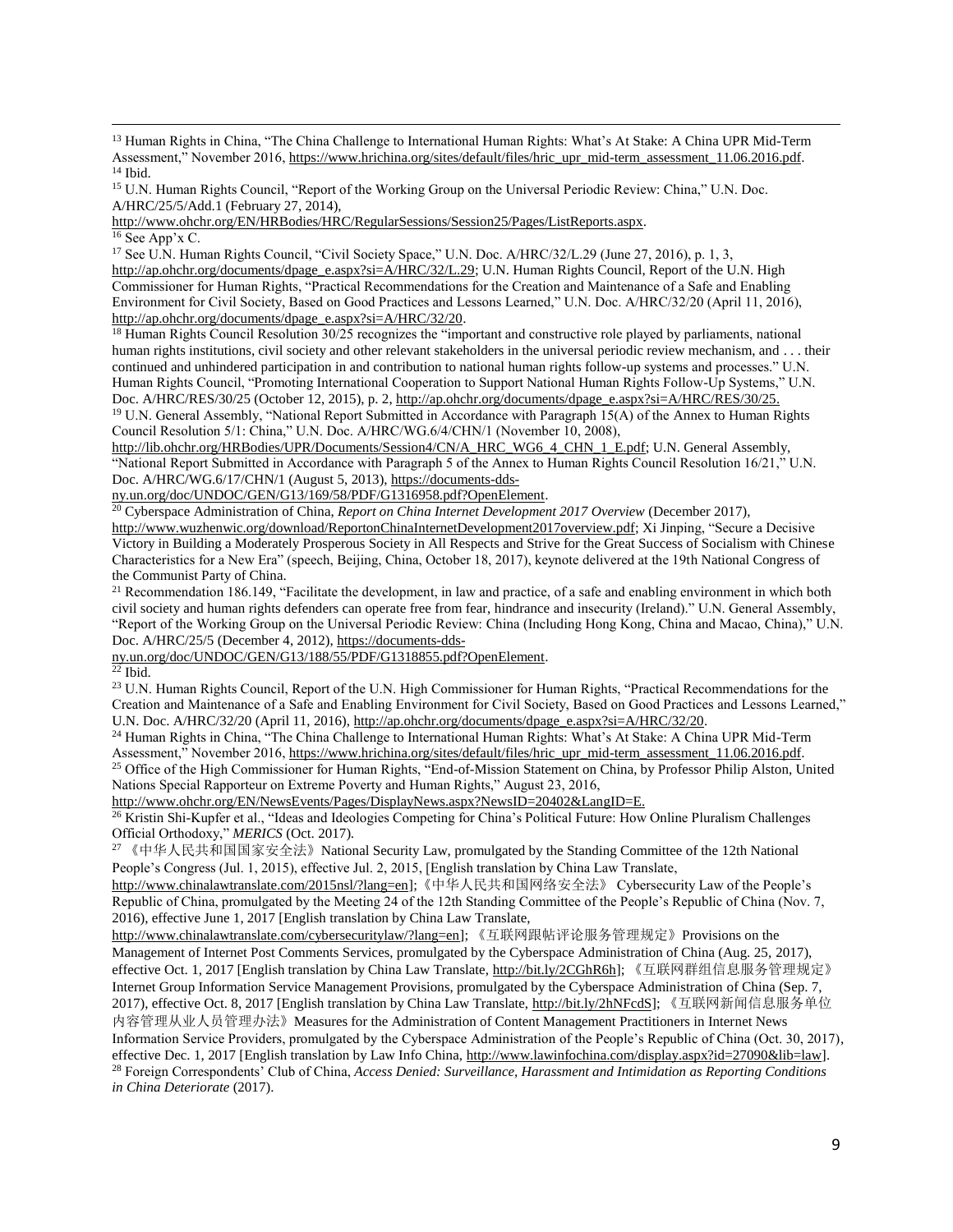[13] Human Rights in China, "The China Challenge to International Human Rights: What's At Stake: A China UPR Mid-Term Assessment," November 2016, https://www.hrichina.org/sites/default/files/hric_upr_mid-term_assessment_11.06.2016.pdf.

[14] Ibid.

[15] U.N. Human Rights Council, "Report of the Working Group on the Universal Periodic Review: China," U.N. Doc. A/HRC/25/5/Add.1 (February 27, 2014), http://www.ohchr.org/EN/HRBodies/HRC/RegularSessions/Session25/Pages/ListReports.aspx.

[16] See App'x C.

[17] See U.N. Human Rights Council, "Civil Society Space," U.N. Doc. A/HRC/32/L.29 (June 27, 2016), p. 1, 3, http://ap.ohchr.org/documents/dpage_e.aspx?si=A/HRC/32/L.29; U.N. Human Rights Council, Report of the U.N. High Commissioner for Human Rights, "Practical Recommendations for the Creation and Maintenance of a Safe and Enabling Environment for Civil Society, Based on Good Practices and Lessons Learned," U.N. Doc. A/HRC/32/20 (April 11, 2016), http://ap.ohchr.org/documents/dpage_e.aspx?si=A/HRC/32/20.

[18] Human Rights Council Resolution 30/25 recognizes the "important and constructive role played by parliaments, national human rights institutions, civil society and other relevant stakeholders in the universal periodic review mechanism, and . . . their continued and unhindered participation in and contribution to national human rights follow-up systems and processes." U.N. Human Rights Council, "Promoting International Cooperation to Support National Human Rights Follow-Up Systems," U.N. Doc. A/HRC/RES/30/25 (October 12, 2015), p. 2, http://ap.ohchr.org/documents/dpage_e.aspx?si=A/HRC/RES/30/25.

[19] U.N. General Assembly, "National Report Submitted in Accordance with Paragraph 15(A) of the Annex to Human Rights Council Resolution 5/1: China," U.N. Doc. A/HRC/WG.6/4/CHN/1 (November 10, 2008), http://lib.ohchr.org/HRBodies/UPR/Documents/Session4/CN/A_HRC_WG6_4_CHN_1_E.pdf; U.N. General Assembly, "National Report Submitted in Accordance with Paragraph 5 of the Annex to Human Rights Council Resolution 16/21," U.N. Doc. A/HRC/WG.6/17/CHN/1 (August 5, 2013), https://documents-dds-ny.un.org/doc/UNDOC/GEN/G13/169/58/PDF/G1316958.pdf?OpenElement.

[20] Cyberspace Administration of China, *Report on China Internet Development 2017 Overview* (December 2017), http://www.wuzhenwic.org/download/ReportonChinaInternetDevelopment2017overview.pdf; Xi Jinping, "Secure a Decisive Victory in Building a Moderately Prosperous Society in All Respects and Strive for the Great Success of Socialism with Chinese Characteristics for a New Era" (speech, Beijing, China, October 18, 2017), keynote delivered at the 19th National Congress of the Communist Party of China.

[21] Recommendation 186.149, "Facilitate the development, in law and practice, of a safe and enabling environment in which both civil society and human rights defenders can operate free from fear, hindrance and insecurity (Ireland)." U.N. General Assembly, "Report of the Working Group on the Universal Periodic Review: China (Including Hong Kong, China and Macao, China)," U.N. Doc. A/HRC/25/5 (December 4, 2012), https://documents-dds-ny.un.org/doc/UNDOC/GEN/G13/188/55/PDF/G1318855.pdf?OpenElement.

[22] Ibid.

[23] U.N. Human Rights Council, Report of the U.N. High Commissioner for Human Rights, "Practical Recommendations for the Creation and Maintenance of a Safe and Enabling Environment for Civil Society, Based on Good Practices and Lessons Learned," U.N. Doc. A/HRC/32/20 (April 11, 2016), http://ap.ohchr.org/documents/dpage_e.aspx?si=A/HRC/32/20.

[24] Human Rights in China, "The China Challenge to International Human Rights: What's At Stake: A China UPR Mid-Term Assessment," November 2016, https://www.hrichina.org/sites/default/files/hric_upr_mid-term_assessment_11.06.2016.pdf.

[25] Office of the High Commissioner for Human Rights, "End-of-Mission Statement on China, by Professor Philip Alston, United Nations Special Rapporteur on Extreme Poverty and Human Rights," August 23, 2016, http://www.ohchr.org/EN/NewsEvents/Pages/DisplayNews.aspx?NewsID=20402&LangID=E.

[26] Kristin Shi-Kupfer et al., "Ideas and Ideologies Competing for China's Political Future: How Online Pluralism Challenges Official Orthodoxy," *MERICS* (Oct. 2017).

[27] 《中华人民共和国国家安全法》National Security Law, promulgated by the Standing Committee of the 12th National People's Congress (Jul. 1, 2015), effective Jul. 2, 2015, [English translation by China Law Translate, http://www.chinalawtranslate.com/2015nsl/?lang=en];《中华人民共和国网络安全法》 Cybersecurity Law of the People's Republic of China, promulgated by the Meeting 24 of the 12th Standing Committee of the People's Republic of China (Nov. 7, 2016), effective June 1, 2017 [English translation by China Law Translate, http://www.chinalawtranslate.com/cybersecuritylaw/?lang=en]; 《互联网跟帖评论服务管理规定》Provisions on the Management of Internet Post Comments Services, promulgated by the Cyberspace Administration of China (Aug. 25, 2017), effective Oct. 1, 2017 [English translation by China Law Translate, http://bit.ly/2CGhR6h]; 《互联网群组信息服务管理规定》 Internet Group Information Service Management Provisions, promulgated by the Cyberspace Administration of China (Sep. 7, 2017), effective Oct. 8, 2017 [English translation by China Law Translate, http://bit.ly/2hNFcdS]; 《互联网新闻信息服务单位内容管理从业人员管理办法》Measures for the Administration of Content Management Practitioners in Internet News Information Service Providers, promulgated by the Cyberspace Administration of the People's Republic of China (Oct. 30, 2017), effective Dec. 1, 2017 [English translation by Law Info China, http://www.lawinfochina.com/display.aspx?id=27090&lib=law].

[28] Foreign Correspondents' Club of China, *Access Denied: Surveillance, Harassment and Intimidation as Reporting Conditions in China Deteriorate* (2017).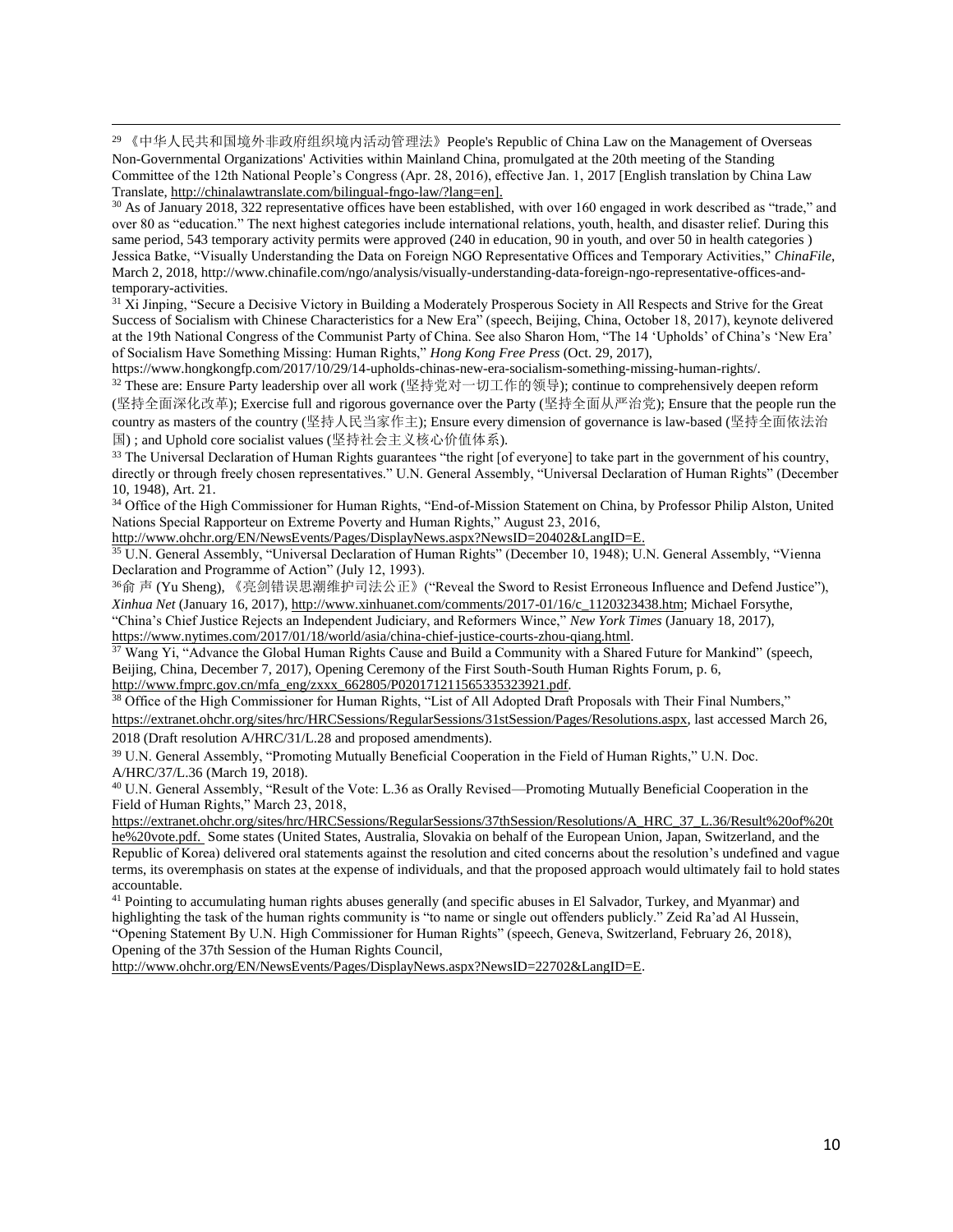[29] 《中华人民共和国境外非政府组织境内活动管理法》People's Republic of China Law on the Management of Overseas Non-Governmental Organizations' Activities within Mainland China, promulgated at the 20th meeting of the Standing Committee of the 12th National People's Congress (Apr. 28, 2016), effective Jan. 1, 2017 [English translation by China Law Translate, http://chinalawtranslate.com/bilingual-fngo-law/?lang=en].

[30] As of January 2018, 322 representative offices have been established, with over 160 engaged in work described as "trade," and over 80 as "education." The next highest categories include international relations, youth, health, and disaster relief. During this same period, 543 temporary activity permits were approved (240 in education, 90 in youth, and over 50 in health categories ) Jessica Batke, "Visually Understanding the Data on Foreign NGO Representative Offices and Temporary Activities," *ChinaFile*, March 2, 2018, http://www.chinafile.com/ngo/analysis/visually-understanding-data-foreign-ngo-representative-offices-and-temporary-activities.

[31] Xi Jinping, "Secure a Decisive Victory in Building a Moderately Prosperous Society in All Respects and Strive for the Great Success of Socialism with Chinese Characteristics for a New Era" (speech, Beijing, China, October 18, 2017), keynote delivered at the 19th National Congress of the Communist Party of China. See also Sharon Hom, "The 14 'Upholds' of China's 'New Era' of Socialism Have Something Missing: Human Rights," *Hong Kong Free Press* (Oct. 29, 2017), https://www.hongkongfp.com/2017/10/29/14-upholds-chinas-new-era-socialism-something-missing-human-rights/.

[32] These are: Ensure Party leadership over all work (坚持党对一切工作的领导); continue to comprehensively deepen reform (坚持全面深化改革); Exercise full and rigorous governance over the Party (坚持全面从严治党); Ensure that the people run the country as masters of the country (坚持人民当家作主); Ensure every dimension of governance is law-based (坚持全面依法治国) ; and Uphold core socialist values (坚持社会主义核心价值体系).

[33] The Universal Declaration of Human Rights guarantees "the right [of everyone] to take part in the government of his country, directly or through freely chosen representatives." U.N. General Assembly, "Universal Declaration of Human Rights" (December 10, 1948), Art. 21.

[34] Office of the High Commissioner for Human Rights, "End-of-Mission Statement on China, by Professor Philip Alston, United Nations Special Rapporteur on Extreme Poverty and Human Rights," August 23, 2016, http://www.ohchr.org/EN/NewsEvents/Pages/DisplayNews.aspx?NewsID=20402&LangID=E.

[35] U.N. General Assembly, "Universal Declaration of Human Rights" (December 10, 1948); U.N. General Assembly, "Vienna Declaration and Programme of Action" (July 12, 1993).

[36] 俞 声 (Yu Sheng), 《亮剑错误思潮维护司法公正》("Reveal the Sword to Resist Erroneous Influence and Defend Justice"), *Xinhua Net* (January 16, 2017), http://www.xinhuanet.com/comments/2017-01/16/c_1120323438.htm; Michael Forsythe, "China's Chief Justice Rejects an Independent Judiciary, and Reformers Wince," *New York Times* (January 18, 2017), https://www.nytimes.com/2017/01/18/world/asia/china-chief-justice-courts-zhou-qiang.html.

[37] Wang Yi, "Advance the Global Human Rights Cause and Build a Community with a Shared Future for Mankind" (speech, Beijing, China, December 7, 2017), Opening Ceremony of the First South-South Human Rights Forum, p. 6, http://www.fmprc.gov.cn/mfa_eng/zxxx_662805/P020171211565335323921.pdf.

[38] Office of the High Commissioner for Human Rights, "List of All Adopted Draft Proposals with Their Final Numbers," https://extranet.ohchr.org/sites/hrc/HRCSessions/RegularSessions/31stSession/Pages/Resolutions.aspx, last accessed March 26, 2018 (Draft resolution A/HRC/31/L.28 and proposed amendments).

[39] U.N. General Assembly, "Promoting Mutually Beneficial Cooperation in the Field of Human Rights," U.N. Doc. A/HRC/37/L.36 (March 19, 2018).

[40] U.N. General Assembly, "Result of the Vote: L.36 as Orally Revised—Promoting Mutually Beneficial Cooperation in the Field of Human Rights," March 23, 2018, https://extranet.ohchr.org/sites/hrc/HRCSessions/RegularSessions/37thSession/Resolutions/A_HRC_37_L.36/Result%20of%20the%20vote.pdf. Some states (United States, Australia, Slovakia on behalf of the European Union, Japan, Switzerland, and the Republic of Korea) delivered oral statements against the resolution and cited concerns about the resolution's undefined and vague terms, its overemphasis on states at the expense of individuals, and that the proposed approach would ultimately fail to hold states accountable.

[41] Pointing to accumulating human rights abuses generally (and specific abuses in El Salvador, Turkey, and Myanmar) and highlighting the task of the human rights community is "to name or single out offenders publicly." Zeid Ra'ad Al Hussein, "Opening Statement By U.N. High Commissioner for Human Rights" (speech, Geneva, Switzerland, February 26, 2018), Opening of the 37th Session of the Human Rights Council, http://www.ohchr.org/EN/NewsEvents/Pages/DisplayNews.aspx?NewsID=22702&LangID=E.